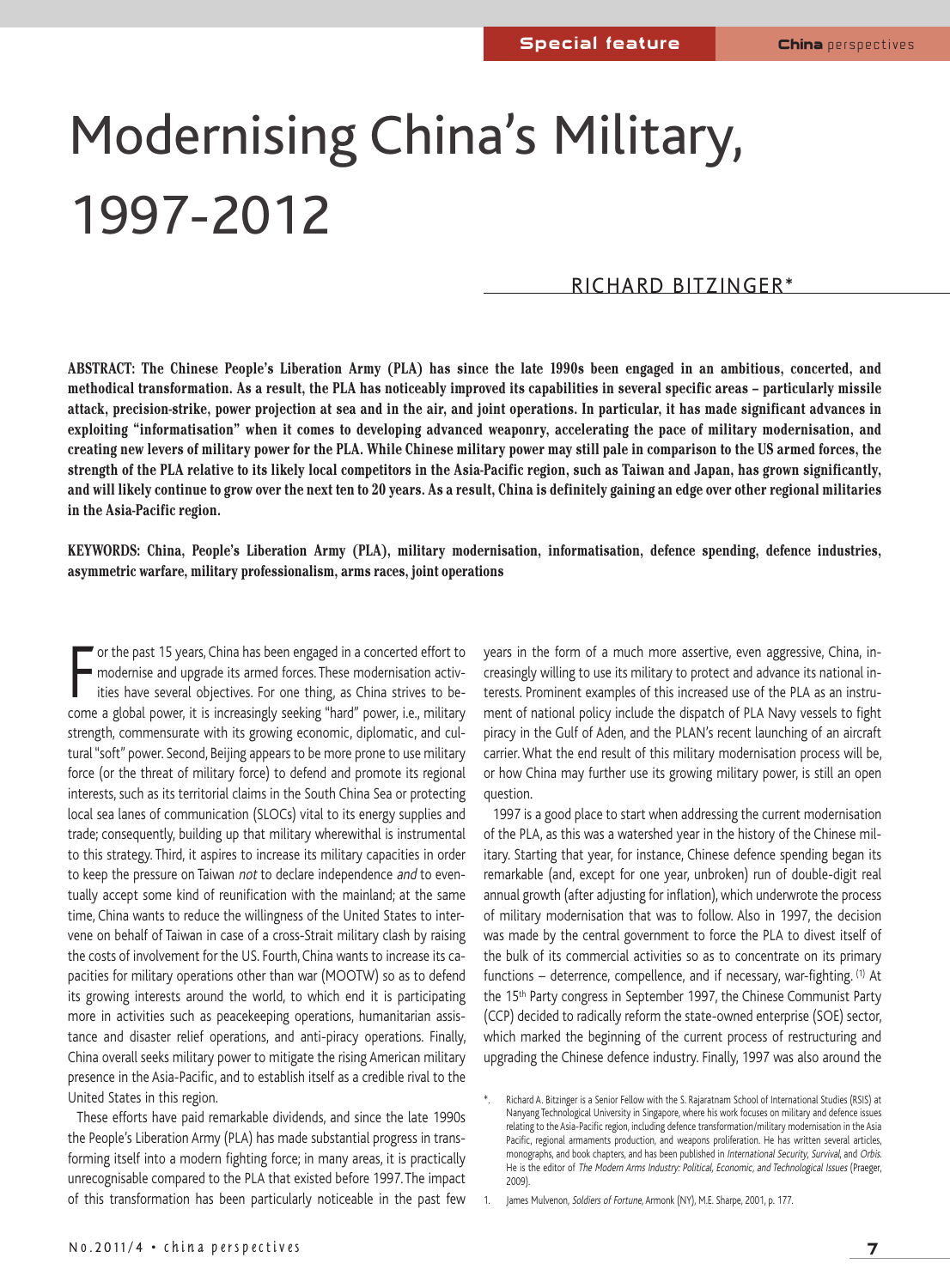# Modernising China's Military, 1997-2012

RICHARD BITZINGER*

**ABSTRACT: The Chinese People's Liberation Army (PLA) has since the late 1990s been engaged in an ambitious, concerted, and methodical transformation. As a result, the PLA has noticeably improved its capabilities in several specific areas – particularly missile attack, precision-strike, power projection at sea and in the air, and joint operations. In particular, it has made significant advances in exploiting "informatisation" when it comes to developing advanced weaponry, accelerating the pace of military modernisation, and creating new levers of military power for the PLA. While Chinese military power may still pale in comparison to the US armed forces, the strength of the PLA relative to its likely local competitors in the Asia-Pacific region, such as Taiwan and Japan, has grown significantly, and will likely continue to grow over the next ten to 20 years. As a result, China is definitely gaining an edge over other regional militaries in the Asia-Pacific region.**

**KEYWORDS: China, People's Liberation Army (PLA), military modernisation, informatisation, defence spending, defence industries, asymmetric warfare, military professionalism, arms races, joint operations**

For the past 15 years, China has been engaged in a concerted effort to modernise and upgrade its armed forces. These modernisation activities have several objectives. For one thing, as China strives to become a global power, it is increasingly seeking "hard" power, i.e., military strength, commensurate with its growing economic, diplomatic, and cultural "soft" power. Second, Beijing appears to be more prone to use military force (or the threat of military force) to defend and promote its regional interests, such as its territorial claims in the South China Sea or protecting local sea lanes of communication (SLOCs) vital to its energy supplies and trade; consequently, building up that military wherewithal is instrumental to this strategy. Third, it aspires to increase its military capacities in order to keep the pressure on Taiwan *not* to declare independence *and* to eventually accept some kind of reunification with the mainland; at the same time, China wants to reduce the willingness of the United States to intervene on behalf of Taiwan in case of a cross-Strait military clash by raising the costs of involvement for the US. Fourth, China wants to increase its capacities for military operations other than war (MOOTW) so as to defend its growing interests around the world, to which end it is participating more in activities such as peacekeeping operations, humanitarian assistance and disaster relief operations, and anti-piracy operations. Finally, China overall seeks military power to mitigate the rising American military presence in the Asia-Pacific, and to establish itself as a credible rival to the United States in this region.

These efforts have paid remarkable dividends, and since the late 1990s the People's Liberation Army (PLA) has made substantial progress in transforming itself into a modern fighting force; in many areas, it is practically unrecognisable compared to the PLA that existed before 1997. The impact of this transformation has been particularly noticeable in the past few years in the form of a much more assertive, even aggressive, China, increasingly willing to use its military to protect and advance its national interests. Prominent examples of this increased use of the PLA as an instrument of national policy include the dispatch of PLA Navy vessels to fight piracy in the Gulf of Aden, and the PLAN's recent launching of an aircraft carrier. What the end result of this military modernisation process will be, or how China may further use its growing military power, is still an open question.

1997 is a good place to start when addressing the current modernisation of the PLA, as this was a watershed year in the history of the Chinese military. Starting that year, for instance, Chinese defence spending began its remarkable (and, except for one year, unbroken) run of double-digit real annual growth (after adjusting for inflation), which underwrote the process of military modernisation that was to follow. Also in 1997, the decision was made by the central government to force the PLA to divest itself of the bulk of its commercial activities so as to concentrate on its primary functions – deterrence, compellence, and if necessary, war-fighting. [1] At the 15th Party congress in September 1997, the Chinese Communist Party (CCP) decided to radically reform the state-owned enterprise (SOE) sector, which marked the beginning of the current process of restructuring and upgrading the Chinese defence industry. Finally, 1997 was also around the

*. Richard A. Bitzinger is a Senior Fellow with the S. Rajaratnam School of International Studies (RSIS) at Nanyang Technological University in Singapore, where his work focuses on military and defence issues relating to the Asia-Pacific region, including defence transformation/military modernisation in the Asia Pacific, regional armaments production, and weapons proliferation. He has written several articles, monographs, and book chapters, and has been published in *International Security*, *Survival*, and *Orbis*. He is the editor of *The Modern Arms Industry: Political, Economic, and Technological Issues* (Praeger, 2009).

1. James Mulvenon, *Soldiers of Fortune*, Armonk (NY), M.E. Sharpe, 2001, p. 177.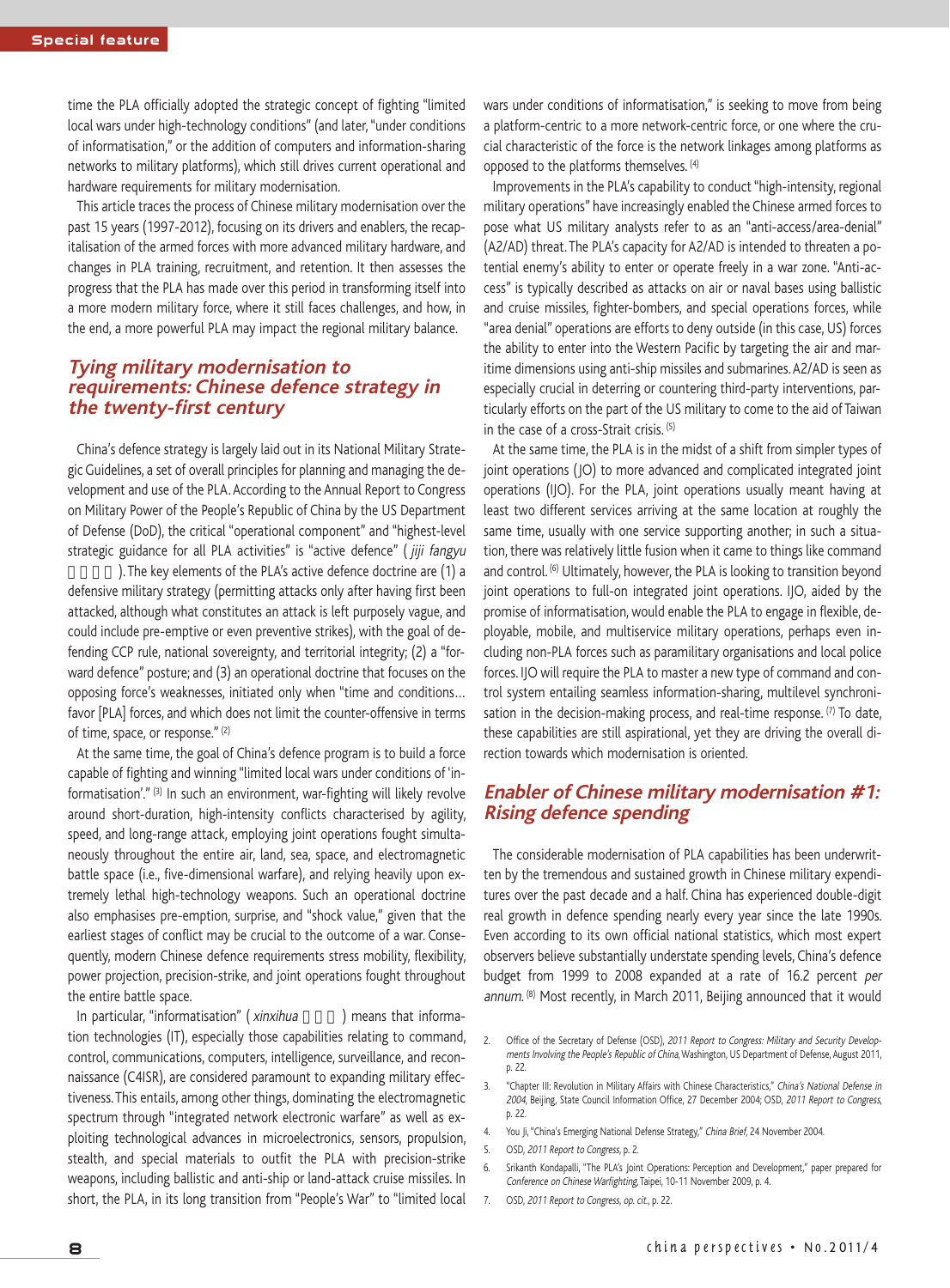time the PLA officially adopted the strategic concept of fighting "limited local wars under high-technology conditions" (and later, "under conditions of informatisation," or the addition of computers and information-sharing networks to military platforms), which still drives current operational and hardware requirements for military modernisation.

This article traces the process of Chinese military modernisation over the past 15 years (1997-2012), focusing on its drivers and enablers, the recapitalisation of the armed forces with more advanced military hardware, and changes in PLA training, recruitment, and retention. It then assesses the progress that the PLA has made over this period in transforming itself into a more modern military force, where it still faces challenges, and how, in the end, a more powerful PLA may impact the regional military balance.

## Tying military modernisation to requirements: Chinese defence strategy in the twenty-first century

China's defence strategy is largely laid out in its National Military Strategic Guidelines, a set of overall principles for planning and managing the development and use of the PLA. According to the Annual Report to Congress on Military Power of the People's Republic of China by the US Department of Defense (DoD), the critical "operational component" and "highest-level strategic guidance for all PLA activities" is "active defence" (*jiji fangyu* 积极防御). The key elements of the PLA's active defence doctrine are (1) a defensive military strategy (permitting attacks only after having first been attacked, although what constitutes an attack is left purposely vague, and could include pre-emptive or even preventive strikes), with the goal of defending CCP rule, national sovereignty, and territorial integrity; (2) a "forward defence" posture; and (3) an operational doctrine that focuses on the opposing force's weaknesses, initiated only when "time and conditions… favor [PLA] forces, and which does not limit the counter-offensive in terms of time, space, or response." (2)

At the same time, the goal of China's defence program is to build a force capable of fighting and winning "limited local wars under conditions of 'informatisation'." (3) In such an environment, war-fighting will likely revolve around short-duration, high-intensity conflicts characterised by agility, speed, and long-range attack, employing joint operations fought simultaneously throughout the entire air, land, sea, space, and electromagnetic battle space (i.e., five-dimensional warfare), and relying heavily upon extremely lethal high-technology weapons. Such an operational doctrine also emphasises pre-emption, surprise, and "shock value," given that the earliest stages of conflict may be crucial to the outcome of a war. Consequently, modern Chinese defence requirements stress mobility, flexibility, power projection, precision-strike, and joint operations fought throughout the entire battle space.

In particular, "informatisation" (*xinxihua* 信息化) means that information technologies (IT), especially those capabilities relating to command, control, communications, computers, intelligence, surveillance, and reconnaissance (C4ISR), are considered paramount to expanding military effectiveness. This entails, among other things, dominating the electromagnetic spectrum through "integrated network electronic warfare" as well as exploiting technological advances in microelectronics, sensors, propulsion, stealth, and special materials to outfit the PLA with precision-strike weapons, including ballistic and anti-ship or land-attack cruise missiles. In short, the PLA, in its long transition from "People's War" to "limited local wars under conditions of informatisation," is seeking to move from being a platform-centric to a more network-centric force, or one where the crucial characteristic of the force is the network linkages among platforms as opposed to the platforms themselves. (4)

Improvements in the PLA's capability to conduct "high-intensity, regional military operations" have increasingly enabled the Chinese armed forces to pose what US military analysts refer to as an "anti-access/area-denial" (A2/AD) threat. The PLA's capacity for A2/AD is intended to threaten a potential enemy's ability to enter or operate freely in a war zone. "Anti-access" is typically described as attacks on air or naval bases using ballistic and cruise missiles, fighter-bombers, and special operations forces, while "area denial" operations are efforts to deny outside (in this case, US) forces the ability to enter into the Western Pacific by targeting the air and maritime dimensions using anti-ship missiles and submarines. A2/AD is seen as especially crucial in deterring or countering third-party interventions, particularly efforts on the part of the US military to come to the aid of Taiwan in the case of a cross-Strait crisis. (5)

At the same time, the PLA is in the midst of a shift from simpler types of joint operations (JO) to more advanced and complicated integrated joint operations (IJO). For the PLA, joint operations usually meant having at least two different services arriving at the same location at roughly the same time, usually with one service supporting another; in such a situation, there was relatively little fusion when it came to things like command and control. (6) Ultimately, however, the PLA is looking to transition beyond joint operations to full-on integrated joint operations. IJO, aided by the promise of informatisation, would enable the PLA to engage in flexible, deployable, mobile, and multiservice military operations, perhaps even including non-PLA forces such as paramilitary organisations and local police forces. IJO will require the PLA to master a new type of command and control system entailing seamless information-sharing, multilevel synchronisation in the decision-making process, and real-time response. (7) To date, these capabilities are still aspirational, yet they are driving the overall direction towards which modernisation is oriented.

## Enabler of Chinese military modernisation #1: Rising defence spending

The considerable modernisation of PLA capabilities has been underwritten by the tremendous and sustained growth in Chinese military expenditures over the past decade and a half. China has experienced double-digit real growth in defence spending nearly every year since the late 1990s. Even according to its own official national statistics, which most expert observers believe substantially understate spending levels, China's defence budget from 1999 to 2008 expanded at a rate of 16.2 percent *per annum*. (8) Most recently, in March 2011, Beijing announced that it would

2. Office of the Secretary of Defense (OSD), *2011 Report to Congress: Military and Security Developments Involving the People's Republic of China*, Washington, US Department of Defense, August 2011, p. 22.
3. "Chapter III: Revolution in Military Affairs with Chinese Characteristics," *China's National Defense in 2004*, Beijing, State Council Information Office, 27 December 2004; OSD, *2011 Report to Congress*, p. 22.
4. You Ji, "China's Emerging National Defense Strategy," *China Brief*, 24 November 2004.
5. OSD, *2011 Report to Congress*, p. 2.
6. Srikanth Kondapalli, "The PLA's Joint Operations: Perception and Development," paper prepared for *Conference on Chinese Warfighting*, Taipei, 10-11 November 2009, p. 4.
7. OSD, *2011 Report to Congress, op. cit.*, p. 22.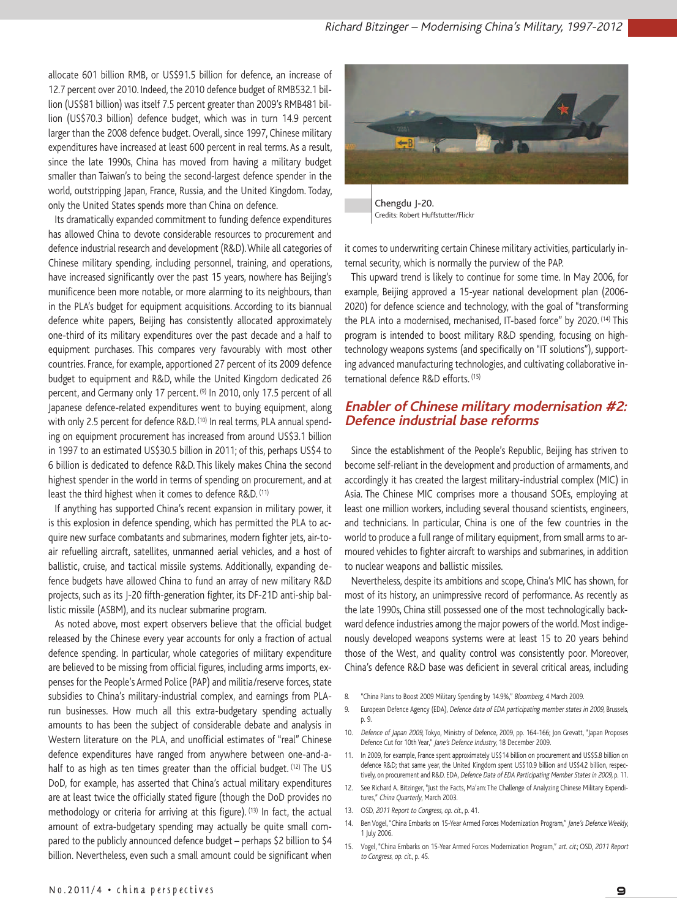allocate 601 billion RMB, or US$91.5 billion for defence, an increase of 12.7 percent over 2010. Indeed, the 2010 defence budget of RMB532.1 billion (US$81 billion) was itself 7.5 percent greater than 2009's RMB481 billion (US$70.3 billion) defence budget, which was in turn 14.9 percent larger than the 2008 defence budget. Overall, since 1997, Chinese military expenditures have increased at least 600 percent in real terms. As a result, since the late 1990s, China has moved from having a military budget smaller than Taiwan's to being the second-largest defence spender in the world, outstripping Japan, France, Russia, and the United Kingdom. Today, only the United States spends more than China on defence.

Its dramatically expanded commitment to funding defence expenditures has allowed China to devote considerable resources to procurement and defence industrial research and development (R&D). While all categories of Chinese military spending, including personnel, training, and operations, have increased significantly over the past 15 years, nowhere has Beijing's munificence been more notable, or more alarming to its neighbours, than in the PLA's budget for equipment acquisitions. According to its biannual defence white papers, Beijing has consistently allocated approximately one-third of its military expenditures over the past decade and a half to equipment purchases. This compares very favourably with most other countries. France, for example, apportioned 27 percent of its 2009 defence budget to equipment and R&D, while the United Kingdom dedicated 26 percent, and Germany only 17 percent. [9] In 2010, only 17.5 percent of all Japanese defence-related expenditures went to buying equipment, along with only 2.5 percent for defence R&D. [10] In real terms, PLA annual spending on equipment procurement has increased from around US$3.1 billion in 1997 to an estimated US$30.5 billion in 2011; of this, perhaps US$4 to 6 billion is dedicated to defence R&D. This likely makes China the second highest spender in the world in terms of spending on procurement, and at least the third highest when it comes to defence R&D. [11]

If anything has supported China's recent expansion in military power, it is this explosion in defence spending, which has permitted the PLA to acquire new surface combatants and submarines, modern fighter jets, air-to-air refuelling aircraft, satellites, unmanned aerial vehicles, and a host of ballistic, cruise, and tactical missile systems. Additionally, expanding defence budgets have allowed China to fund an array of new military R&D projects, such as its J-20 fifth-generation fighter, its DF-21D anti-ship ballistic missile (ASBM), and its nuclear submarine program.

As noted above, most expert observers believe that the official budget released by the Chinese every year accounts for only a fraction of actual defence spending. In particular, whole categories of military expenditure are believed to be missing from official figures, including arms imports, expenses for the People's Armed Police (PAP) and militia/reserve forces, state subsidies to China's military-industrial complex, and earnings from PLA-run businesses. How much all this extra-budgetary spending actually amounts to has been the subject of considerable debate and analysis in Western literature on the PLA, and unofficial estimates of "real" Chinese defence expenditures have ranged from anywhere between one-and-a-half to as high as ten times greater than the official budget. [12] The US DoD, for example, has asserted that China's actual military expenditures are at least twice the officially stated figure (though the DoD provides no methodology or criteria for arriving at this figure). [13] In fact, the actual amount of extra-budgetary spending may actually be quite small compared to the publicly announced defence budget – perhaps $2 billion to $4 billion. Nevertheless, even such a small amount could be significant when it comes to underwriting certain Chinese military activities, particularly internal security, which is normally the purview of the PAP.

Chengdu J-20.
Credits: Robert Huffstutter/Flickr

This upward trend is likely to continue for some time. In May 2006, for example, Beijing approved a 15-year national development plan (2006-2020) for defence science and technology, with the goal of "transforming the PLA into a modernised, mechanised, IT-based force" by 2020. [14] This program is intended to boost military R&D spending, focusing on high-technology weapons systems (and specifically on "IT solutions"), supporting advanced manufacturing technologies, and cultivating collaborative international defence R&D efforts. [15]

## Enabler of Chinese military modernisation #2: Defence industrial base reforms

Since the establishment of the People's Republic, Beijing has striven to become self-reliant in the development and production of armaments, and accordingly it has created the largest military-industrial complex (MIC) in Asia. The Chinese MIC comprises more a thousand SOEs, employing at least one million workers, including several thousand scientists, engineers, and technicians. In particular, China is one of the few countries in the world to produce a full range of military equipment, from small arms to armoured vehicles to fighter aircraft to warships and submarines, in addition to nuclear weapons and ballistic missiles.

Nevertheless, despite its ambitions and scope, China's MIC has shown, for most of its history, an unimpressive record of performance. As recently as the late 1990s, China still possessed one of the most technologically backward defence industries among the major powers of the world. Most indigenously developed weapons systems were at least 15 to 20 years behind those of the West, and quality control was consistently poor. Moreover, China's defence R&D base was deficient in several critical areas, including

8. "China Plans to Boost 2009 Military Spending by 14.9%," *Bloomberg*, 4 March 2009.
9. European Defence Agency (EDA), *Defence data of EDA participating member states in 2009*, Brussels, p. 9.
10. *Defence of Japan 2009*, Tokyo, Ministry of Defence, 2009, pp. 164-166; Jon Grevatt, "Japan Proposes Defence Cut for 10th Year," *Jane's Defence Industry*, 18 December 2009.
11. In 2009, for example, France spent approximately US$14 billion on procurement and US$5.8 billion on defence R&D; that same year, the United Kingdom spent US$10.9 billion and US$4.2 billion, respectively, on procurement and R&D. EDA, *Defence Data of EDA Participating Member States in 2009*, p. 11.
12. See Richard A. Bitzinger, "Just the Facts, Ma'am: The Challenge of Analyzing Chinese Military Expenditures," *China Quarterly*, March 2003.
13. OSD, *2011 Report to Congress*, *op. cit.*, p. 41.
14. Ben Vogel, "China Embarks on 15-Year Armed Forces Modernization Program," *Jane's Defence Weekly*, 1 July 2006.
15. Vogel, "China Embarks on 15-Year Armed Forces Modernization Program," *art. cit.*; OSD, *2011 Report to Congress*, *op. cit.*, p. 45.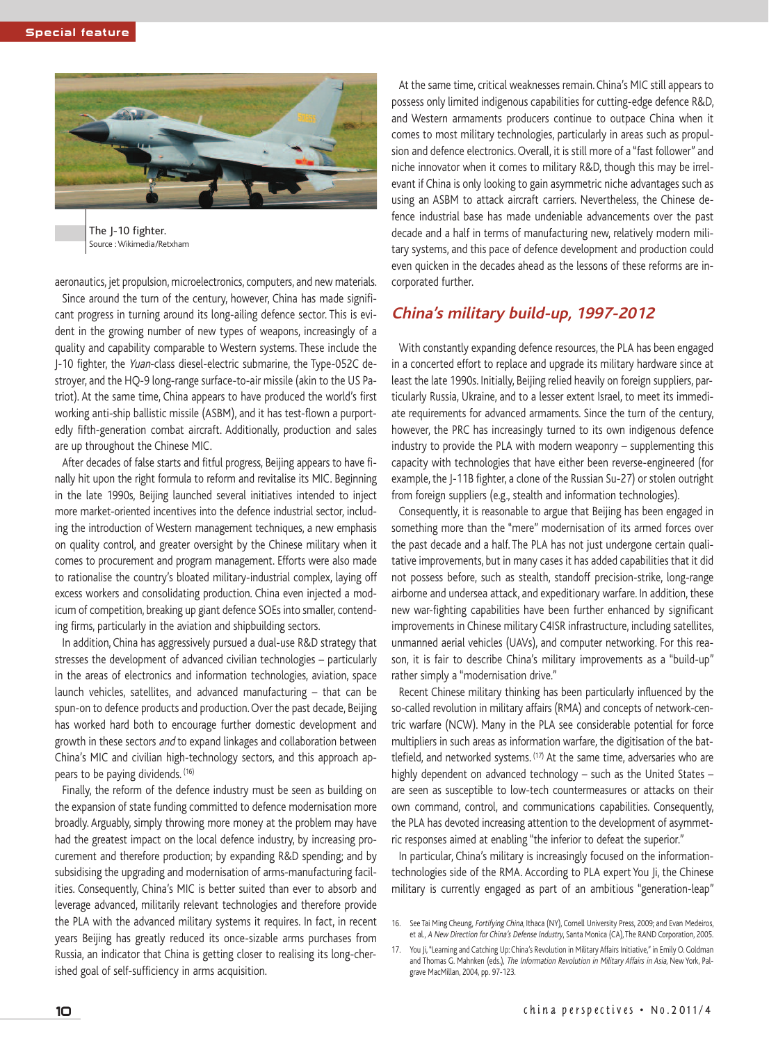The J-10 fighter.
Source : Wikimedia/Retxham

aeronautics, jet propulsion, microelectronics, computers, and new materials.

Since around the turn of the century, however, China has made significant progress in turning around its long-ailing defence sector. This is evident in the growing number of new types of weapons, increasingly of a quality and capability comparable to Western systems. These include the J-10 fighter, the *Yuan*-class diesel-electric submarine, the Type-052C destroyer, and the HQ-9 long-range surface-to-air missile (akin to the US Patriot). At the same time, China appears to have produced the world's first working anti-ship ballistic missile (ASBM), and it has test-flown a purportedly fifth-generation combat aircraft. Additionally, production and sales are up throughout the Chinese MIC.

After decades of false starts and fitful progress, Beijing appears to have finally hit upon the right formula to reform and revitalise its MIC. Beginning in the late 1990s, Beijing launched several initiatives intended to inject more market-oriented incentives into the defence industrial sector, including the introduction of Western management techniques, a new emphasis on quality control, and greater oversight by the Chinese military when it comes to procurement and program management. Efforts were also made to rationalise the country's bloated military-industrial complex, laying off excess workers and consolidating production. China even injected a modicum of competition, breaking up giant defence SOEs into smaller, contending firms, particularly in the aviation and shipbuilding sectors.

In addition, China has aggressively pursued a dual-use R&D strategy that stresses the development of advanced civilian technologies – particularly in the areas of electronics and information technologies, aviation, space launch vehicles, satellites, and advanced manufacturing – that can be spun-on to defence products and production. Over the past decade, Beijing has worked hard both to encourage further domestic development and growth in these sectors *and* to expand linkages and collaboration between China's MIC and civilian high-technology sectors, and this approach appears to be paying dividends.[16]

Finally, the reform of the defence industry must be seen as building on the expansion of state funding committed to defence modernisation more broadly. Arguably, simply throwing more money at the problem may have had the greatest impact on the local defence industry, by increasing procurement and therefore production; by expanding R&D spending; and by subsidising the upgrading and modernisation of arms-manufacturing facilities. Consequently, China's MIC is better suited than ever to absorb and leverage advanced, militarily relevant technologies and therefore provide the PLA with the advanced military systems it requires. In fact, in recent years Beijing has greatly reduced its once-sizable arms purchases from Russia, an indicator that China is getting closer to realising its long-cherished goal of self-sufficiency in arms acquisition.

At the same time, critical weaknesses remain. China's MIC still appears to possess only limited indigenous capabilities for cutting-edge defence R&D, and Western armaments producers continue to outpace China when it comes to most military technologies, particularly in areas such as propulsion and defence electronics. Overall, it is still more of a "fast follower" and niche innovator when it comes to military R&D, though this may be irrelevant if China is only looking to gain asymmetric niche advantages such as using an ASBM to attack aircraft carriers. Nevertheless, the Chinese defence industrial base has made undeniable advancements over the past decade and a half in terms of manufacturing new, relatively modern military systems, and this pace of defence development and production could even quicken in the decades ahead as the lessons of these reforms are incorporated further.

## China's military build-up, 1997-2012

With constantly expanding defence resources, the PLA has been engaged in a concerted effort to replace and upgrade its military hardware since at least the late 1990s. Initially, Beijing relied heavily on foreign suppliers, particularly Russia, Ukraine, and to a lesser extent Israel, to meet its immediate requirements for advanced armaments. Since the turn of the century, however, the PRC has increasingly turned to its own indigenous defence industry to provide the PLA with modern weaponry – supplementing this capacity with technologies that have either been reverse-engineered (for example, the J-11B fighter, a clone of the Russian Su-27) or stolen outright from foreign suppliers (e.g., stealth and information technologies).

Consequently, it is reasonable to argue that Beijing has been engaged in something more than the "mere" modernisation of its armed forces over the past decade and a half. The PLA has not just undergone certain qualitative improvements, but in many cases it has added capabilities that it did not possess before, such as stealth, standoff precision-strike, long-range airborne and undersea attack, and expeditionary warfare. In addition, these new war-fighting capabilities have been further enhanced by significant improvements in Chinese military C4ISR infrastructure, including satellites, unmanned aerial vehicles (UAVs), and computer networking. For this reason, it is fair to describe China's military improvements as a "build-up" rather simply a "modernisation drive."

Recent Chinese military thinking has been particularly influenced by the so-called revolution in military affairs (RMA) and concepts of network-centric warfare (NCW). Many in the PLA see considerable potential for force multipliers in such areas as information warfare, the digitisation of the battlefield, and networked systems.[17] At the same time, adversaries who are highly dependent on advanced technology – such as the United States – are seen as susceptible to low-tech countermeasures or attacks on their own command, control, and communications capabilities. Consequently, the PLA has devoted increasing attention to the development of asymmetric responses aimed at enabling "the inferior to defeat the superior."

In particular, China's military is increasingly focused on the information-technologies side of the RMA. According to PLA expert You Ji, the Chinese military is currently engaged as part of an ambitious "generation-leap"

16. See Tai Ming Cheung, *Fortifying China*, Ithaca (NY), Cornell University Press, 2009; and Evan Medeiros, et al., *A New Direction for China's Defense Industry*, Santa Monica (CA), The RAND Corporation, 2005.

17. You Ji, "Learning and Catching Up: China's Revolution in Military Affairs Initiative," in Emily O. Goldman and Thomas G. Mahnken (eds.), *The Information Revolution in Military Affairs in Asia*, New York, Palgrave MacMillan, 2004, pp. 97-123.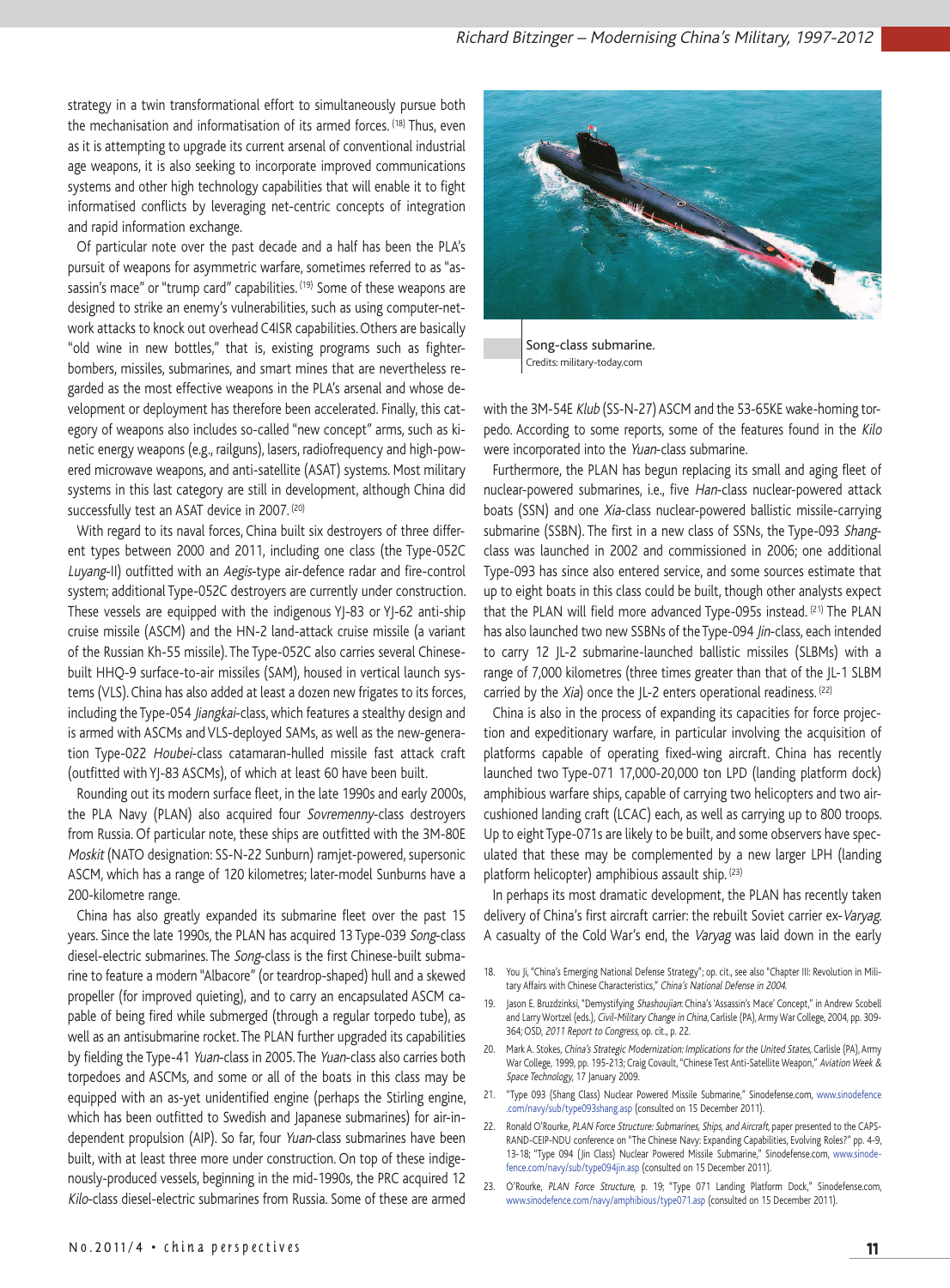strategy in a twin transformational effort to simultaneously pursue both the mechanisation and informatisation of its armed forces. [18] Thus, even as it is attempting to upgrade its current arsenal of conventional industrial age weapons, it is also seeking to incorporate improved communications systems and other high technology capabilities that will enable it to fight informatised conflicts by leveraging net-centric concepts of integration and rapid information exchange.

Of particular note over the past decade and a half has been the PLA's pursuit of weapons for asymmetric warfare, sometimes referred to as "assassin's mace" or "trump card" capabilities. [19] Some of these weapons are designed to strike an enemy's vulnerabilities, such as using computer-network attacks to knock out overhead C4ISR capabilities. Others are basically "old wine in new bottles," that is, existing programs such as fighter-bombers, missiles, submarines, and smart mines that are nevertheless regarded as the most effective weapons in the PLA's arsenal and whose development or deployment has therefore been accelerated. Finally, this category of weapons also includes so-called "new concept" arms, such as kinetic energy weapons (e.g., railguns), lasers, radiofrequency and high-powered microwave weapons, and anti-satellite (ASAT) systems. Most military systems in this last category are still in development, although China did successfully test an ASAT device in 2007. [20]

With regard to its naval forces, China built six destroyers of three different types between 2000 and 2011, including one class (the Type-052C *Luyang*-II) outfitted with an *Aegis*-type air-defence radar and fire-control system; additional Type-052C destroyers are currently under construction. These vessels are equipped with the indigenous YJ-83 or YJ-62 anti-ship cruise missile (ASCM) and the HN-2 land-attack cruise missile (a variant of the Russian Kh-55 missile). The Type-052C also carries several Chinese-built HHQ-9 surface-to-air missiles (SAM), housed in vertical launch systems (VLS). China has also added at least a dozen new frigates to its forces, including the Type-054 *Jiangkai*-class, which features a stealthy design and is armed with ASCMs and VLS-deployed SAMs, as well as the new-generation Type-022 *Houbei*-class catamaran-hulled missile fast attack craft (outfitted with YJ-83 ASCMs), of which at least 60 have been built.

Rounding out its modern surface fleet, in the late 1990s and early 2000s, the PLA Navy (PLAN) also acquired four *Sovremenny*-class destroyers from Russia. Of particular note, these ships are outfitted with the 3M-80E *Moskit* (NATO designation: SS-N-22 Sunburn) ramjet-powered, supersonic ASCM, which has a range of 120 kilometres; later-model Sunburns have a 200-kilometre range.

China has also greatly expanded its submarine fleet over the past 15 years. Since the late 1990s, the PLAN has acquired 13 Type-039 *Song*-class diesel-electric submarines. The *Song*-class is the first Chinese-built submarine to feature a modern "Albacore" (or teardrop-shaped) hull and a skewed propeller (for improved quieting), and to carry an encapsulated ASCM capable of being fired while submerged (through a regular torpedo tube), as well as an antisubmarine rocket. The PLAN further upgraded its capabilities by fielding the Type-41 *Yuan*-class in 2005. The *Yuan*-class also carries both torpedoes and ASCMs, and some or all of the boats in this class may be equipped with an as-yet unidentified engine (perhaps the Stirling engine, which has been outfitted to Swedish and Japanese submarines) for air-independent propulsion (AIP). So far, four *Yuan*-class submarines have been built, with at least three more under construction. On top of these indigenously-produced vessels, beginning in the mid-1990s, the PRC acquired 12 *Kilo*-class diesel-electric submarines from Russia. Some of these are armed with the 3M-54E *Klub* (SS-N-27) ASCM and the 53-65KE wake-homing torpedo. According to some reports, some of the features found in the *Kilo* were incorporated into the *Yuan*-class submarine.

Song-class submarine.
Credits: military-today.com

Furthermore, the PLAN has begun replacing its small and aging fleet of nuclear-powered submarines, i.e., five *Han*-class nuclear-powered attack boats (SSN) and one *Xia*-class nuclear-powered ballistic missile-carrying submarine (SSBN). The first in a new class of SSNs, the Type-093 *Shang*-class was launched in 2002 and commissioned in 2006; one additional Type-093 has since also entered service, and some sources estimate that up to eight boats in this class could be built, though other analysts expect that the PLAN will field more advanced Type-095s instead. [21] The PLAN has also launched two new SSBNs of the Type-094 *Jin*-class, each intended to carry 12 JL-2 submarine-launched ballistic missiles (SLBMs) with a range of 7,000 kilometres (three times greater than that of the JL-1 SLBM carried by the *Xia*) once the JL-2 enters operational readiness. [22]

China is also in the process of expanding its capacities for force projection and expeditionary warfare, in particular involving the acquisition of platforms capable of operating fixed-wing aircraft. China has recently launched two Type-071 17,000-20,000 ton LPD (landing platform dock) amphibious warfare ships, capable of carrying two helicopters and two air-cushioned landing craft (LCAC) each, as well as carrying up to 800 troops. Up to eight Type-071s are likely to be built, and some observers have speculated that these may be complemented by a new larger LPH (landing platform helicopter) amphibious assault ship. [23]

In perhaps its most dramatic development, the PLAN has recently taken delivery of China's first aircraft carrier: the rebuilt Soviet carrier ex-*Varyag*. A casualty of the Cold War's end, the *Varyag* was laid down in the early

18. You Ji, "China's Emerging National Defense Strategy"; op. cit., see also "Chapter III: Revolution in Military Affairs with Chinese Characteristics," *China's National Defense in 2004*.
19. Jason E. Bruzdzinksi, "Demystifying *Shashoujian*: China's 'Assassin's Mace' Concept," in Andrew Scobell and Larry Wortzel (eds.), *Civil-Military Change in China*, Carlisle (PA), Army War College, 2004, pp. 309-364; OSD, *2011 Report to Congress*, op. cit., p. 22.
20. Mark A. Stokes, *China's Strategic Modernization: Implications for the United States*, Carlisle (PA), Army War College, 1999, pp. 195-213; Craig Covault, "Chinese Test Anti-Satellite Weapon," *Aviation Week & Space Technology*, 17 January 2009.
21. "Type 093 (Shang Class) Nuclear Powered Missile Submarine," Sinodefense.com, www.sinodefence.com/navy/sub/type093shang.asp (consulted on 15 December 2011).
22. Ronald O'Rourke, *PLAN Force Structure: Submarines, Ships, and Aircraft*, paper presented to the CAPS-RAND-CEIP-NDU conference on "The Chinese Navy: Expanding Capabilities, Evolving Roles?" pp. 4-9, 13-18; "Type 094 (Jin Class) Nuclear Powered Missile Submarine," Sinodefense.com, www.sinodefence.com/navy/sub/type094jin.asp (consulted on 15 December 2011).
23. O'Rourke, *PLAN Force Structure*, p. 19; "Type 071 Landing Platform Dock," Sinodefense.com, www.sinodefence.com/navy/amphibious/type071.asp (consulted on 15 December 2011).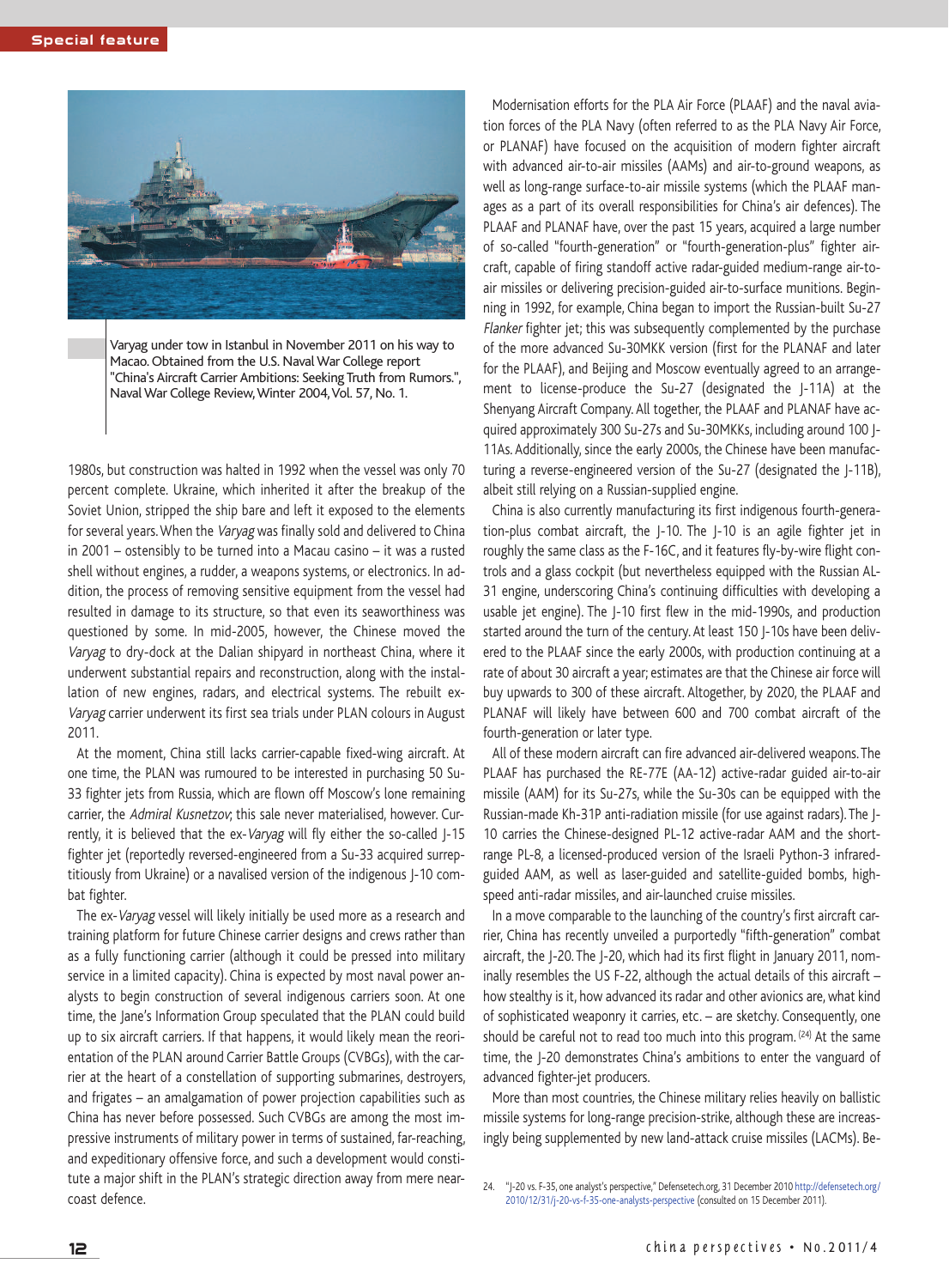Varyag under tow in Istanbul in November 2011 on his way to Macao. Obtained from the U.S. Naval War College report "China's Aircraft Carrier Ambitions: Seeking Truth from Rumors.", Naval War College Review, Winter 2004, Vol. 57, No. 1.

1980s, but construction was halted in 1992 when the vessel was only 70 percent complete. Ukraine, which inherited it after the breakup of the Soviet Union, stripped the ship bare and left it exposed to the elements for several years. When the *Varyag* was finally sold and delivered to China in 2001 – ostensibly to be turned into a Macau casino – it was a rusted shell without engines, a rudder, a weapons systems, or electronics. In addition, the process of removing sensitive equipment from the vessel had resulted in damage to its structure, so that even its seaworthiness was questioned by some. In mid-2005, however, the Chinese moved the *Varyag* to dry-dock at the Dalian shipyard in northeast China, where it underwent substantial repairs and reconstruction, along with the installation of new engines, radars, and electrical systems. The rebuilt ex-*Varyag* carrier underwent its first sea trials under PLAN colours in August 2011.

At the moment, China still lacks carrier-capable fixed-wing aircraft. At one time, the PLAN was rumoured to be interested in purchasing 50 Su-33 fighter jets from Russia, which are flown off Moscow's lone remaining carrier, the *Admiral Kusnetzov*; this sale never materialised, however. Currently, it is believed that the ex-*Varyag* will fly either the so-called J-15 fighter jet (reportedly reversed-engineered from a Su-33 acquired surreptitiously from Ukraine) or a navalised version of the indigenous J-10 combat fighter.

The ex-*Varyag* vessel will likely initially be used more as a research and training platform for future Chinese carrier designs and crews rather than as a fully functioning carrier (although it could be pressed into military service in a limited capacity). China is expected by most naval power analysts to begin construction of several indigenous carriers soon. At one time, the Jane's Information Group speculated that the PLAN could build up to six aircraft carriers. If that happens, it would likely mean the reorientation of the PLAN around Carrier Battle Groups (CVBGs), with the carrier at the heart of a constellation of supporting submarines, destroyers, and frigates – an amalgamation of power projection capabilities such as China has never before possessed. Such CVBGs are among the most impressive instruments of military power in terms of sustained, far-reaching, and expeditionary offensive force, and such a development would constitute a major shift in the PLAN's strategic direction away from mere near-coast defence.

Modernisation efforts for the PLA Air Force (PLAAF) and the naval aviation forces of the PLA Navy (often referred to as the PLA Navy Air Force, or PLANAF) have focused on the acquisition of modern fighter aircraft with advanced air-to-air missiles (AAMs) and air-to-ground weapons, as well as long-range surface-to-air missile systems (which the PLAAF manages as a part of its overall responsibilities for China's air defences). The PLAAF and PLANAF have, over the past 15 years, acquired a large number of so-called "fourth-generation" or "fourth-generation-plus" fighter aircraft, capable of firing standoff active radar-guided medium-range air-to-air missiles or delivering precision-guided air-to-surface munitions. Beginning in 1992, for example, China began to import the Russian-built Su-27 *Flanker* fighter jet; this was subsequently complemented by the purchase of the more advanced Su-30MKK version (first for the PLANAF and later for the PLAAF), and Beijing and Moscow eventually agreed to an arrangement to license-produce the Su-27 (designated the J-11A) at the Shenyang Aircraft Company. All together, the PLAAF and PLANAF have acquired approximately 300 Su-27s and Su-30MKKs, including around 100 J-11As. Additionally, since the early 2000s, the Chinese have been manufacturing a reverse-engineered version of the Su-27 (designated the J-11B), albeit still relying on a Russian-supplied engine.

China is also currently manufacturing its first indigenous fourth-generation-plus combat aircraft, the J-10. The J-10 is an agile fighter jet in roughly the same class as the F-16C, and it features fly-by-wire flight controls and a glass cockpit (but nevertheless equipped with the Russian AL-31 engine, underscoring China's continuing difficulties with developing a usable jet engine). The J-10 first flew in the mid-1990s, and production started around the turn of the century. At least 150 J-10s have been delivered to the PLAAF since the early 2000s, with production continuing at a rate of about 30 aircraft a year; estimates are that the Chinese air force will buy upwards to 300 of these aircraft. Altogether, by 2020, the PLAAF and PLANAF will likely have between 600 and 700 combat aircraft of the fourth-generation or later type.

All of these modern aircraft can fire advanced air-delivered weapons. The PLAAF has purchased the RE-77E (AA-12) active-radar guided air-to-air missile (AAM) for its Su-27s, while the Su-30s can be equipped with the Russian-made Kh-31P anti-radiation missile (for use against radars). The J-10 carries the Chinese-designed PL-12 active-radar AAM and the short-range PL-8, a licensed-produced version of the Israeli Python-3 infrared-guided AAM, as well as laser-guided and satellite-guided bombs, high-speed anti-radar missiles, and air-launched cruise missiles.

In a move comparable to the launching of the country's first aircraft carrier, China has recently unveiled a purportedly "fifth-generation" combat aircraft, the J-20. The J-20, which had its first flight in January 2011, nominally resembles the US F-22, although the actual details of this aircraft – how stealthy is it, how advanced its radar and other avionics are, what kind of sophisticated weaponry it carries, etc. – are sketchy. Consequently, one should be careful not to read too much into this program. [24] At the same time, the J-20 demonstrates China's ambitions to enter the vanguard of advanced fighter-jet producers.

More than most countries, the Chinese military relies heavily on ballistic missile systems for long-range precision-strike, although these are increasingly being supplemented by new land-attack cruise missiles (LACMs). Be-

24. "J-20 vs. F-35, one analyst's perspective," Defensetech.org, 31 December 2010 http://defensetech.org/2010/12/31/j-20-vs-f-35-one-analysts-perspective (consulted on 15 December 2011).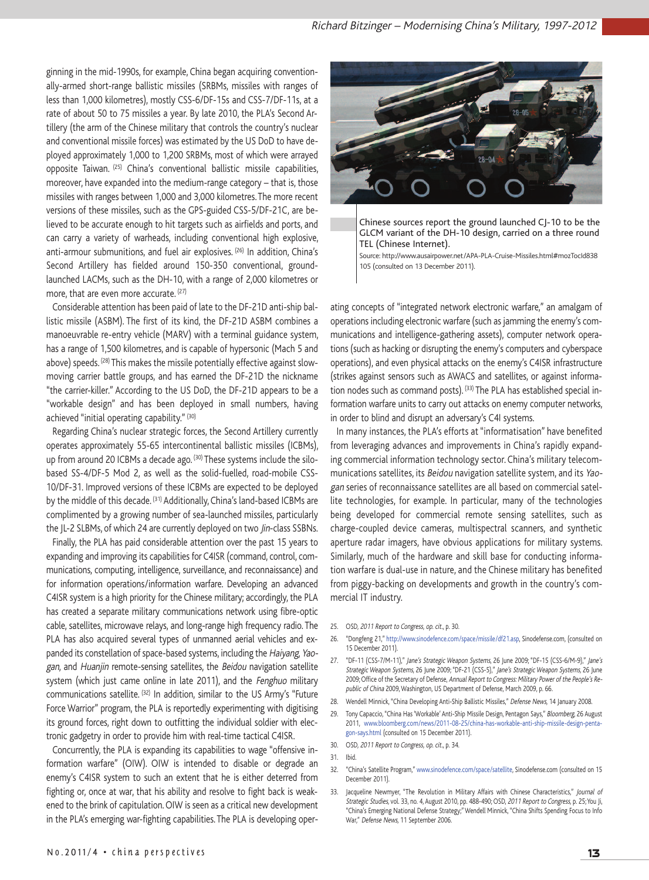ginning in the mid-1990s, for example, China began acquiring conventionally-armed short-range ballistic missiles (SRBMs, missiles with ranges of less than 1,000 kilometres), mostly CSS-6/DF-15s and CSS-7/DF-11s, at a rate of about 50 to 75 missiles a year. By late 2010, the PLA's Second Artillery (the arm of the Chinese military that controls the country's nuclear and conventional missile forces) was estimated by the US DoD to have deployed approximately 1,000 to 1,200 SRBMs, most of which were arrayed opposite Taiwan. [25] China's conventional ballistic missile capabilities, moreover, have expanded into the medium-range category – that is, those missiles with ranges between 1,000 and 3,000 kilometres. The more recent versions of these missiles, such as the GPS-guided CSS-5/DF-21C, are believed to be accurate enough to hit targets such as airfields and ports, and can carry a variety of warheads, including conventional high explosive, anti-armour submunitions, and fuel air explosives. [26] In addition, China's Second Artillery has fielded around 150-350 conventional, ground-launched LACMs, such as the DH-10, with a range of 2,000 kilometres or more, that are even more accurate. [27]

Considerable attention has been paid of late to the DF-21D anti-ship ballistic missile (ASBM). The first of its kind, the DF-21D ASBM combines a manoeuvrable re-entry vehicle (MARV) with a terminal guidance system, has a range of 1,500 kilometres, and is capable of hypersonic (Mach 5 and above) speeds. [28] This makes the missile potentially effective against slow-moving carrier battle groups, and has earned the DF-21D the nickname "the carrier-killer." According to the US DoD, the DF-21D appears to be a "workable design" and has been deployed in small numbers, having achieved "initial operating capability." [30]

Regarding China's nuclear strategic forces, the Second Artillery currently operates approximately 55-65 intercontinental ballistic missiles (ICBMs), up from around 20 ICBMs a decade ago. [30] These systems include the silo-based SS-4/DF-5 Mod 2, as well as the solid-fuelled, road-mobile CSS-10/DF-31. Improved versions of these ICBMs are expected to be deployed by the middle of this decade. [31] Additionally, China's land-based ICBMs are complimented by a growing number of sea-launched missiles, particularly the JL-2 SLBMs, of which 24 are currently deployed on two *Jin*-class SSBNs.

Finally, the PLA has paid considerable attention over the past 15 years to expanding and improving its capabilities for C4ISR (command, control, communications, computing, intelligence, surveillance, and reconnaissance) and for information operations/information warfare. Developing an advanced C4ISR system is a high priority for the Chinese military; accordingly, the PLA has created a separate military communications network using fibre-optic cable, satellites, microwave relays, and long-range high frequency radio. The PLA has also acquired several types of unmanned aerial vehicles and expanded its constellation of space-based systems, including the *Haiyang*, *Yaogan*, and *Huanjin* remote-sensing satellites, the *Beidou* navigation satellite system (which just came online in late 2011), and the *Fenghuo* military communications satellite. [32] In addition, similar to the US Army's "Future Force Warrior" program, the PLA is reportedly experimenting with digitising its ground forces, right down to outfitting the individual soldier with electronic gadgetry in order to provide him with real-time tactical C4ISR.

Concurrently, the PLA is expanding its capabilities to wage "offensive information warfare" (OIW). OIW is intended to disable or degrade an enemy's C4ISR system to such an extent that he is either deterred from fighting or, once at war, that his ability and resolve to fight back is weakened to the brink of capitulation. OIW is seen as a critical new development in the PLA's emerging war-fighting capabilities. The PLA is developing operating concepts of "integrated network electronic warfare," an amalgam of operations including electronic warfare (such as jamming the enemy's communications and intelligence-gathering assets), computer network operations (such as hacking or disrupting the enemy's computers and cyberspace operations), and even physical attacks on the enemy's C4ISR infrastructure (strikes against sensors such as AWACS and satellites, or against information nodes such as command posts). [33] The PLA has established special information warfare units to carry out attacks on enemy computer networks, in order to blind and disrupt an adversary's C4I systems.

Chinese sources report the ground launched CJ-10 to be the GLCM variant of the DH-10 design, carried on a three round TEL (Chinese Internet).
Source: http://www.ausairpower.net/APA-PLA-Cruise-Missiles.html#mozTocId838105 (consulted on 13 December 2011).

In many instances, the PLA's efforts at "informatisation" have benefited from leveraging advances and improvements in China's rapidly expanding commercial information technology sector. China's military telecommunications satellites, its *Beidou* navigation satellite system, and its *Yaogan* series of reconnaissance satellites are all based on commercial satellite technologies, for example. In particular, many of the technologies being developed for commercial remote sensing satellites, such as charge-coupled device cameras, multispectral scanners, and synthetic aperture radar imagers, have obvious applications for military systems. Similarly, much of the hardware and skill base for conducting information warfare is dual-use in nature, and the Chinese military has benefited from piggy-backing on developments and growth in the country's commercial IT industry.

25. OSD, *2011 Report to Congress*, *op. cit.*, p. 30.
26. "Dongfeng 21," http://www.sinodefence.com/space/missile/df21.asp, Sinodefense.com, (consulted on 15 December 2011).
27. "DF-11 (CSS-7/M-11)," *Jane's Strategic Weapon Systems*, 26 June 2009; "DF-15 (CSS-6/M-9)," *Jane's Strategic Weapon Systems*, 26 June 2009; "DF-21 (CSS-5)," *Jane's Strategic Weapon Systems*, 26 June 2009; Office of the Secretary of Defense, *Annual Report to Congress: Military Power of the People's Republic of China* 2009, Washington, US Department of Defense, March 2009, p. 66.
28. Wendell Minnick, "China Developing Anti-Ship Ballistic Missiles," *Defense News*, 14 January 2008.
29. Tony Capaccio, "China Has 'Workable' Anti-Ship Missile Design, Pentagon Says," *Bloomberg*, 26 August 2011, www.bloomberg.com/news/2011-08-25/china-has-workable-anti-ship-missile-design-pentagon-says.html (consulted on 15 December 2011).
30. OSD, *2011 Report to Congress*, *op. cit.*, p. 34.
31. Ibid.
32. "China's Satellite Program," www.sinodefence.com/space/satellite, Sinodefense.com (consulted on 15 December 2011).
33. Jacqueline Newmyer, "The Revolution in Military Affairs with Chinese Characteristics," *Journal of Strategic Studies*, vol. 33, no. 4, August 2010, pp. 488-490; OSD, *2011 Report to Congress*, p. 25; You Ji, "China's Emerging National Defense Strategy;" Wendell Minnick, "China Shifts Spending Focus to Info War," *Defense News*, 11 September 2006.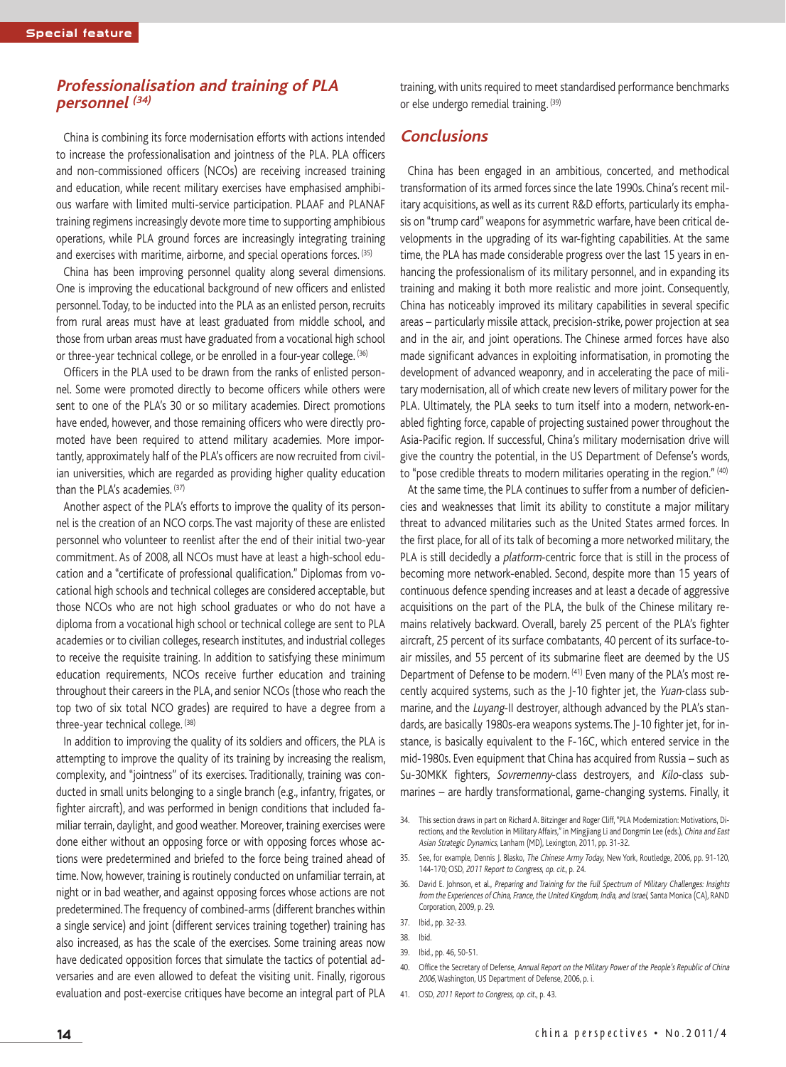## *Professionalisation and training of PLA personnel* [34]

China is combining its force modernisation efforts with actions intended to increase the professionalisation and jointness of the PLA. PLA officers and non-commissioned officers (NCOs) are receiving increased training and education, while recent military exercises have emphasised amphibious warfare with limited multi-service participation. PLAAF and PLANAF training regimens increasingly devote more time to supporting amphibious operations, while PLA ground forces are increasingly integrating training and exercises with maritime, airborne, and special operations forces. [35]

China has been improving personnel quality along several dimensions. One is improving the educational background of new officers and enlisted personnel. Today, to be inducted into the PLA as an enlisted person, recruits from rural areas must have at least graduated from middle school, and those from urban areas must have graduated from a vocational high school or three-year technical college, or be enrolled in a four-year college. [36]

Officers in the PLA used to be drawn from the ranks of enlisted personnel. Some were promoted directly to become officers while others were sent to one of the PLA's 30 or so military academies. Direct promotions have ended, however, and those remaining officers who were directly promoted have been required to attend military academies. More importantly, approximately half of the PLA's officers are now recruited from civilian universities, which are regarded as providing higher quality education than the PLA's academies. [37]

Another aspect of the PLA's efforts to improve the quality of its personnel is the creation of an NCO corps. The vast majority of these are enlisted personnel who volunteer to reenlist after the end of their initial two-year commitment. As of 2008, all NCOs must have at least a high-school education and a "certificate of professional qualification." Diplomas from vocational high schools and technical colleges are considered acceptable, but those NCOs who are not high school graduates or who do not have a diploma from a vocational high school or technical college are sent to PLA academies or to civilian colleges, research institutes, and industrial colleges to receive the requisite training. In addition to satisfying these minimum education requirements, NCOs receive further education and training throughout their careers in the PLA, and senior NCOs (those who reach the top two of six total NCO grades) are required to have a degree from a three-year technical college. [38]

In addition to improving the quality of its soldiers and officers, the PLA is attempting to improve the quality of its training by increasing the realism, complexity, and "jointness" of its exercises. Traditionally, training was conducted in small units belonging to a single branch (e.g., infantry, frigates, or fighter aircraft), and was performed in benign conditions that included familiar terrain, daylight, and good weather. Moreover, training exercises were done either without an opposing force or with opposing forces whose actions were predetermined and briefed to the force being trained ahead of time. Now, however, training is routinely conducted on unfamiliar terrain, at night or in bad weather, and against opposing forces whose actions are not predetermined. The frequency of combined-arms (different branches within a single service) and joint (different services training together) training has also increased, as has the scale of the exercises. Some training areas now have dedicated opposition forces that simulate the tactics of potential adversaries and are even allowed to defeat the visiting unit. Finally, rigorous evaluation and post-exercise critiques have become an integral part of PLA training, with units required to meet standardised performance benchmarks or else undergo remedial training. [39]

## *Conclusions*

China has been engaged in an ambitious, concerted, and methodical transformation of its armed forces since the late 1990s. China's recent military acquisitions, as well as its current R&D efforts, particularly its emphasis on "trump card" weapons for asymmetric warfare, have been critical developments in the upgrading of its war-fighting capabilities. At the same time, the PLA has made considerable progress over the last 15 years in enhancing the professionalism of its military personnel, and in expanding its training and making it both more realistic and more joint. Consequently, China has noticeably improved its military capabilities in several specific areas – particularly missile attack, precision-strike, power projection at sea and in the air, and joint operations. The Chinese armed forces have also made significant advances in exploiting informatisation, in promoting the development of advanced weaponry, and in accelerating the pace of military modernisation, all of which create new levers of military power for the PLA. Ultimately, the PLA seeks to turn itself into a modern, network-enabled fighting force, capable of projecting sustained power throughout the Asia-Pacific region. If successful, China's military modernisation drive will give the country the potential, in the US Department of Defense's words, to "pose credible threats to modern militaries operating in the region." [40]

At the same time, the PLA continues to suffer from a number of deficiencies and weaknesses that limit its ability to constitute a major military threat to advanced militaries such as the United States armed forces. In the first place, for all of its talk of becoming a more networked military, the PLA is still decidedly a *platform*-centric force that is still in the process of becoming more network-enabled. Second, despite more than 15 years of continuous defence spending increases and at least a decade of aggressive acquisitions on the part of the PLA, the bulk of the Chinese military remains relatively backward. Overall, barely 25 percent of the PLA's fighter aircraft, 25 percent of its surface combatants, 40 percent of its surface-to-air missiles, and 55 percent of its submarine fleet are deemed by the US Department of Defense to be modern. [41] Even many of the PLA's most recently acquired systems, such as the J-10 fighter jet, the *Yuan*-class submarine, and the *Luyang*-II destroyer, although advanced by the PLA's standards, are basically 1980s-era weapons systems. The J-10 fighter jet, for instance, is basically equivalent to the F-16C, which entered service in the mid-1980s. Even equipment that China has acquired from Russia – such as Su-30MKK fighters, *Sovremenny*-class destroyers, and *Kilo*-class submarines – are hardly transformational, game-changing systems. Finally, it

34. This section draws in part on Richard A. Bitzinger and Roger Cliff, "PLA Modernization: Motivations, Directions, and the Revolution in Military Affairs," in Mingjiang Li and Dongmin Lee (eds.), *China and East Asian Strategic Dynamics*, Lanham (MD), Lexington, 2011, pp. 31-32.
35. See, for example, Dennis J. Blasko, *The Chinese Army Today*, New York, Routledge, 2006, pp. 91-120, 144-170; OSD, *2011 Report to Congress*, *op. cit.*, p. 24.
36. David E. Johnson, et al., *Preparing and Training for the Full Spectrum of Military Challenges: Insights from the Experiences of China, France, the United Kingdom, India, and Israel*, Santa Monica (CA), RAND Corporation, 2009, p. 29.
37. Ibid., pp. 32-33.
38. Ibid.
39. Ibid., pp. 46, 50-51.
40. Office the Secretary of Defense, *Annual Report on the Military Power of the People's Republic of China 2006*, Washington, US Department of Defense, 2006, p. i.
41. OSD, *2011 Report to Congress*, *op. cit.*, p. 43.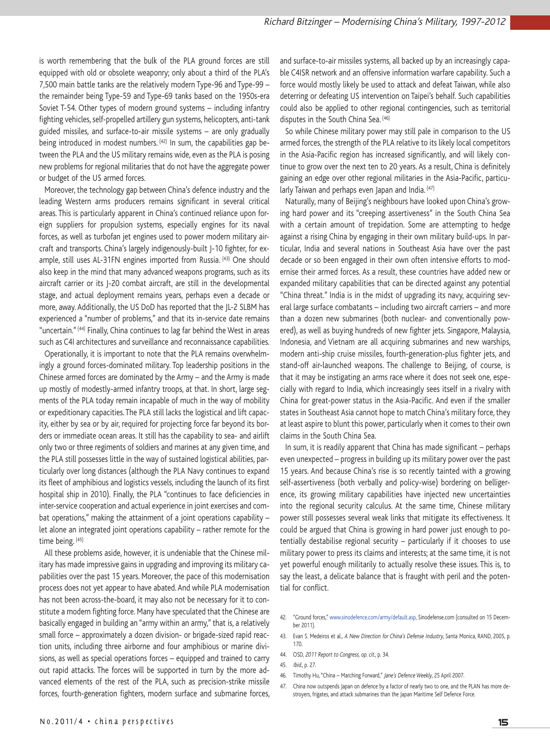is worth remembering that the bulk of the PLA ground forces are still equipped with old or obsolete weaponry; only about a third of the PLA's 7,500 main battle tanks are the relatively modern Type-96 and Type-99 – the remainder being Type-59 and Type-69 tanks based on the 1950s-era Soviet T-54. Other types of modern ground systems – including infantry fighting vehicles, self-propelled artillery gun systems, helicopters, anti-tank guided missiles, and surface-to-air missile systems – are only gradually being introduced in modest numbers. [42] In sum, the capabilities gap between the PLA and the US military remains wide, even as the PLA is posing new problems for regional militaries that do not have the aggregate power or budget of the US armed forces.

Moreover, the technology gap between China's defence industry and the leading Western arms producers remains significant in several critical areas. This is particularly apparent in China's continued reliance upon foreign suppliers for propulsion systems, especially engines for its naval forces, as well as turbofan jet engines used to power modern military aircraft and transports. China's largely indigenously-built J-10 fighter, for example, still uses AL-31FN engines imported from Russia. [43] One should also keep in the mind that many advanced weapons programs, such as its aircraft carrier or its J-20 combat aircraft, are still in the developmental stage, and actual deployment remains years, perhaps even a decade or more, away. Additionally, the US DoD has reported that the JL-2 SLBM has experienced a "number of problems," and that its in-service date remains "uncertain." [44] Finally, China continues to lag far behind the West in areas such as C4I architectures and surveillance and reconnaissance capabilities.

Operationally, it is important to note that the PLA remains overwhelmingly a ground forces-dominated military. Top leadership positions in the Chinese armed forces are dominated by the Army – and the Army is made up mostly of modestly-armed infantry troops, at that. In short, large segments of the PLA today remain incapable of much in the way of mobility or expeditionary capacities. The PLA still lacks the logistical and lift capacity, either by sea or by air, required for projecting force far beyond its borders or immediate ocean areas. It still has the capability to sea- and airlift only two or three regiments of soldiers and marines at any given time, and the PLA still possesses little in the way of sustained logistical abilities, particularly over long distances (although the PLA Navy continues to expand its fleet of amphibious and logistics vessels, including the launch of its first hospital ship in 2010). Finally, the PLA "continues to face deficiencies in inter-service cooperation and actual experience in joint exercises and combat operations," making the attainment of a joint operations capability – let alone an integrated joint operations capability – rather remote for the time being. [45]

All these problems aside, however, it is undeniable that the Chinese military has made impressive gains in upgrading and improving its military capabilities over the past 15 years. Moreover, the pace of this modernisation process does not yet appear to have abated. And while PLA modernisation has not been across-the-board, it may also not be necessary for it to constitute a modern fighting force. Many have speculated that the Chinese are basically engaged in building an "army within an army," that is, a relatively small force – approximately a dozen division- or brigade-sized rapid reaction units, including three airborne and four amphibious or marine divisions, as well as special operations forces – equipped and trained to carry out rapid attacks. The forces will be supported in turn by the more advanced elements of the rest of the PLA, such as precision-strike missile forces, fourth-generation fighters, modern surface and submarine forces, and surface-to-air missiles systems, all backed up by an increasingly capable C4ISR network and an offensive information warfare capability. Such a force would mostly likely be used to attack and defeat Taiwan, while also deterring or defeating US intervention on Taipei's behalf. Such capabilities could also be applied to other regional contingencies, such as territorial disputes in the South China Sea. [46]

So while Chinese military power may still pale in comparison to the US armed forces, the strength of the PLA relative to its likely local competitors in the Asia-Pacific region has increased significantly, and will likely continue to grow over the next ten to 20 years. As a result, China is definitely gaining an edge over other regional militaries in the Asia-Pacific, particularly Taiwan and perhaps even Japan and India. [47]

Naturally, many of Beijing's neighbours have looked upon China's growing hard power and its "creeping assertiveness" in the South China Sea with a certain amount of trepidation. Some are attempting to hedge against a rising China by engaging in their own military build-ups. In particular, India and several nations in Southeast Asia have over the past decade or so been engaged in their own often intensive efforts to modernise their armed forces. As a result, these countries have added new or expanded military capabilities that can be directed against any potential "China threat." India is in the midst of upgrading its navy, acquiring several large surface combatants – including two aircraft carriers – and more than a dozen new submarines (both nuclear- and conventionally powered), as well as buying hundreds of new fighter jets. Singapore, Malaysia, Indonesia, and Vietnam are all acquiring submarines and new warships, modern anti-ship cruise missiles, fourth-generation-plus fighter jets, and stand-off air-launched weapons. The challenge to Beijing, of course, is that it may be instigating an arms race where it does not seek one, especially with regard to India, which increasingly sees itself in a rivalry with China for great-power status in the Asia-Pacific. And even if the smaller states in Southeast Asia cannot hope to match China's military force, they at least aspire to blunt this power, particularly when it comes to their own claims in the South China Sea.

In sum, it is readily apparent that China has made significant – perhaps even unexpected – progress in building up its military power over the past 15 years. And because China's rise is so recently tainted with a growing self-assertiveness (both verbally and policy-wise) bordering on belligerence, its growing military capabilities have injected new uncertainties into the regional security calculus. At the same time, Chinese military power still possesses several weak links that mitigate its effectiveness. It could be argued that China is growing in hard power just enough to potentially destabilise regional security – particularly if it chooses to use military power to press its claims and interests; at the same time, it is not yet powerful enough militarily to actually resolve these issues. This is, to say the least, a delicate balance that is fraught with peril and the potential for conflict.

42. "Ground forces," www.sinodefence.com/army/default.asp, Sinodefense.com (consulted on 15 December 2011).

43. Evan S. Medeiros et al., *A New Direction for China's Defense Industry*, Santa Monica, RAND, 2005, p. 170.

44. OSD, *2011 Report to Congress*, *op. cit.*, p. 34.

45. *Ibid.*, p. 27.

46. Timothy Hu, "China – Marching Forward," *Jane's Defence Weekly*, 25 April 2007.

47. China now outspends Japan on defence by a factor of nearly two to one, and the PLAN has more destroyers, frigates, and attack submarines than the Japan Maritime Self Defence Force.